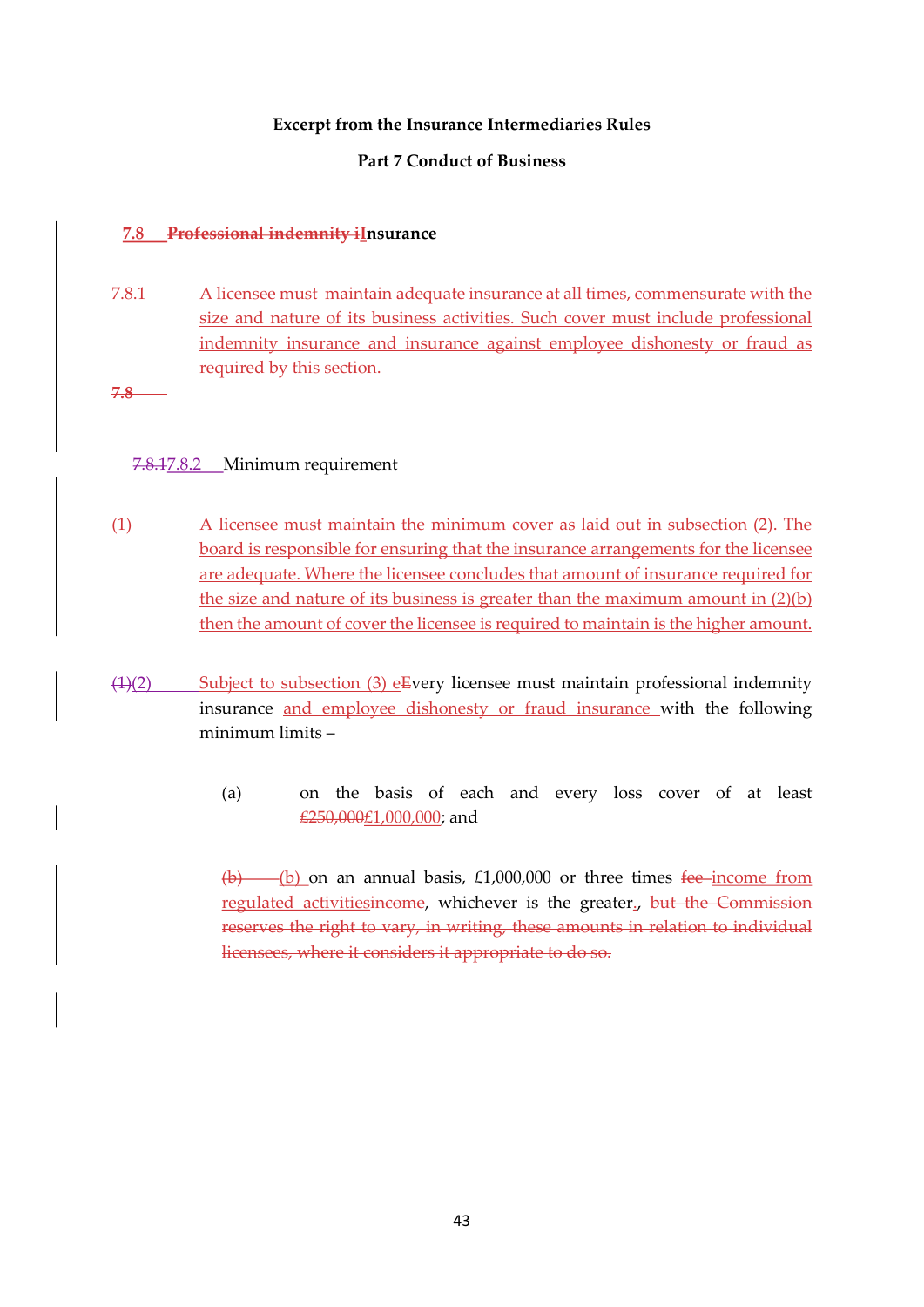**Excerpt from the Insurance Intermediaries Rules**

**Part 7 Conduct of Business**

### ~~7.8 Professional indemnity i~~Insurance

7.8.1 A licensee must maintain adequate insurance at all times, commensurate with the size and nature of its business activities. Such cover must include professional indemnity insurance and insurance against employee dishonesty or fraud as required by this section.

~~7.8~~

~~7.8.1~~7.8.2 Minimum requirement

(1) A licensee must maintain the minimum cover as laid out in subsection (2). The board is responsible for ensuring that the insurance arrangements for the licensee are adequate. Where the licensee concludes that amount of insurance required for the size and nature of its business is greater than the maximum amount in (2)(b) then the amount of cover the licensee is required to maintain is the higher amount.

~~(1)~~(2) Subject to subsection (3) e~~E~~very licensee must maintain professional indemnity insurance and employee dishonesty or fraud insurance with the following minimum limits –

(a) on the basis of each and every loss cover of at least ~~£250,000~~£1,000,000; and

~~(b)~~ (b) on an annual basis, £1,000,000 or three times ~~fee~~ income from regulated activities~~income~~, whichever is the greater., ~~but the Commission reserves the right to vary, in writing, these amounts in relation to individual licensees, where it considers it appropriate to do so.~~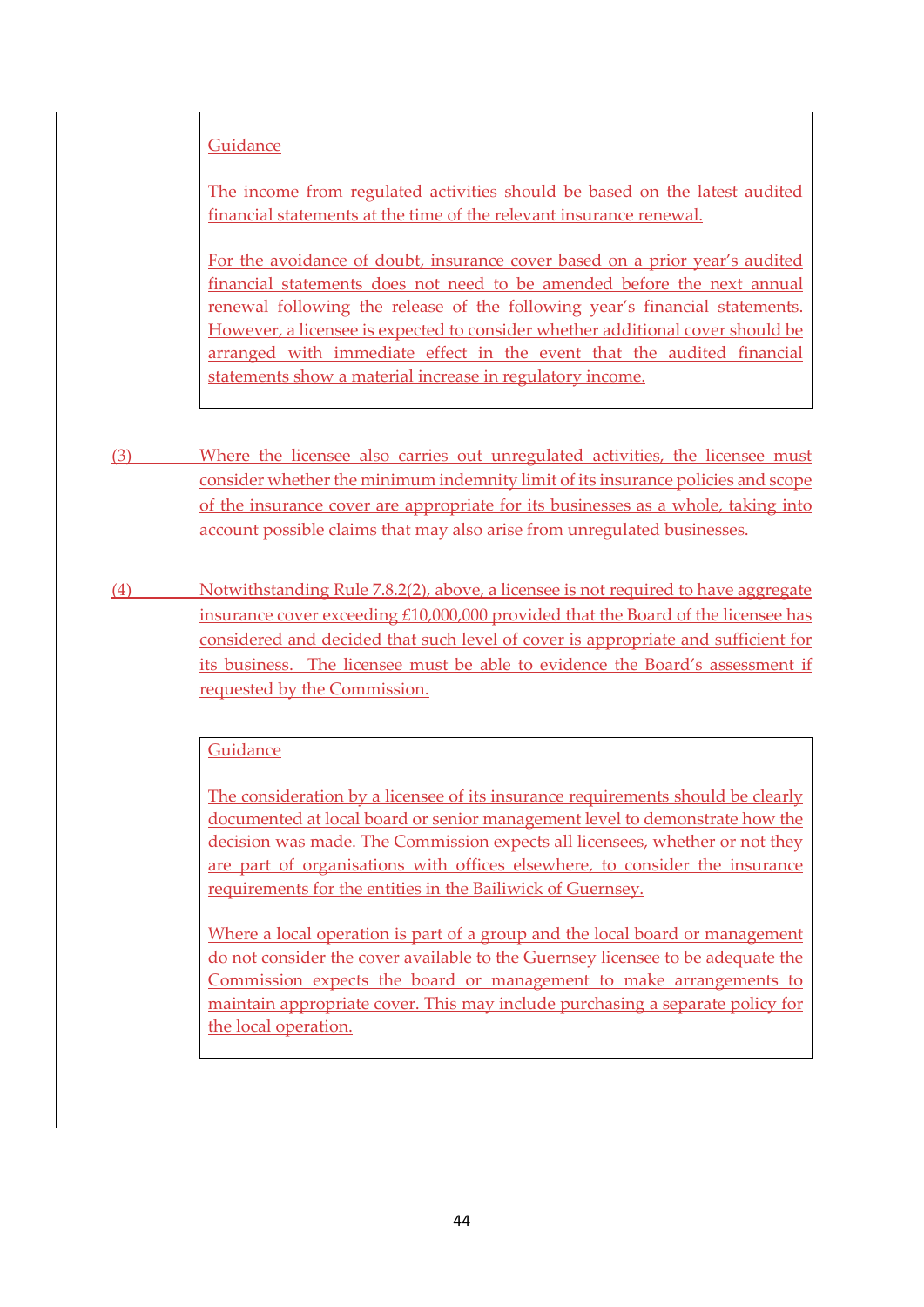> Guidance
>
> The income from regulated activities should be based on the latest audited financial statements at the time of the relevant insurance renewal.
>
> For the avoidance of doubt, insurance cover based on a prior year's audited financial statements does not need to be amended before the next annual renewal following the release of the following year's financial statements. However, a licensee is expected to consider whether additional cover should be arranged with immediate effect in the event that the audited financial statements show a material increase in regulatory income.

(3) Where the licensee also carries out unregulated activities, the licensee must consider whether the minimum indemnity limit of its insurance policies and scope of the insurance cover are appropriate for its businesses as a whole, taking into account possible claims that may also arise from unregulated businesses.

(4) Notwithstanding Rule 7.8.2(2), above, a licensee is not required to have aggregate insurance cover exceeding £10,000,000 provided that the Board of the licensee has considered and decided that such level of cover is appropriate and sufficient for its business. The licensee must be able to evidence the Board's assessment if requested by the Commission.

> Guidance
>
> The consideration by a licensee of its insurance requirements should be clearly documented at local board or senior management level to demonstrate how the decision was made. The Commission expects all licensees, whether or not they are part of organisations with offices elsewhere, to consider the insurance requirements for the entities in the Bailiwick of Guernsey.
>
> Where a local operation is part of a group and the local board or management do not consider the cover available to the Guernsey licensee to be adequate the Commission expects the board or management to make arrangements to maintain appropriate cover. This may include purchasing a separate policy for the local operation.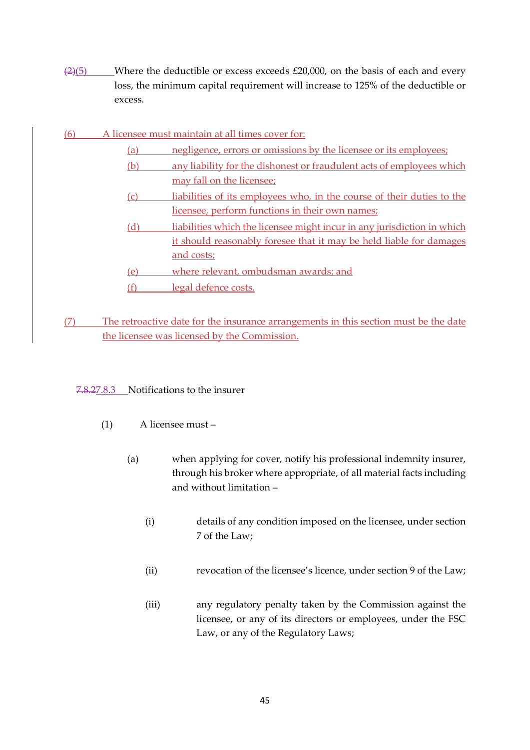(2)(5) Where the deductible or excess exceeds £20,000, on the basis of each and every loss, the minimum capital requirement will increase to 125% of the deductible or excess.

(6) A licensee must maintain at all times cover for:

- (a) negligence, errors or omissions by the licensee or its employees;
- (b) any liability for the dishonest or fraudulent acts of employees which may fall on the licensee;
- (c) liabilities of its employees who, in the course of their duties to the licensee, perform functions in their own names;
- (d) liabilities which the licensee might incur in any jurisdiction in which it should reasonably foresee that it may be held liable for damages and costs;
- (e) where relevant, ombudsman awards; and
- (f) legal defence costs.

(7) The retroactive date for the insurance arrangements in this section must be the date the licensee was licensed by the Commission.

7.8.27.8.3 Notifications to the insurer

(1) A licensee must –

(a) when applying for cover, notify his professional indemnity insurer, through his broker where appropriate, of all material facts including and without limitation –

(i) details of any condition imposed on the licensee, under section 7 of the Law;

(ii) revocation of the licensee's licence, under section 9 of the Law;

(iii) any regulatory penalty taken by the Commission against the licensee, or any of its directors or employees, under the FSC Law, or any of the Regulatory Laws;